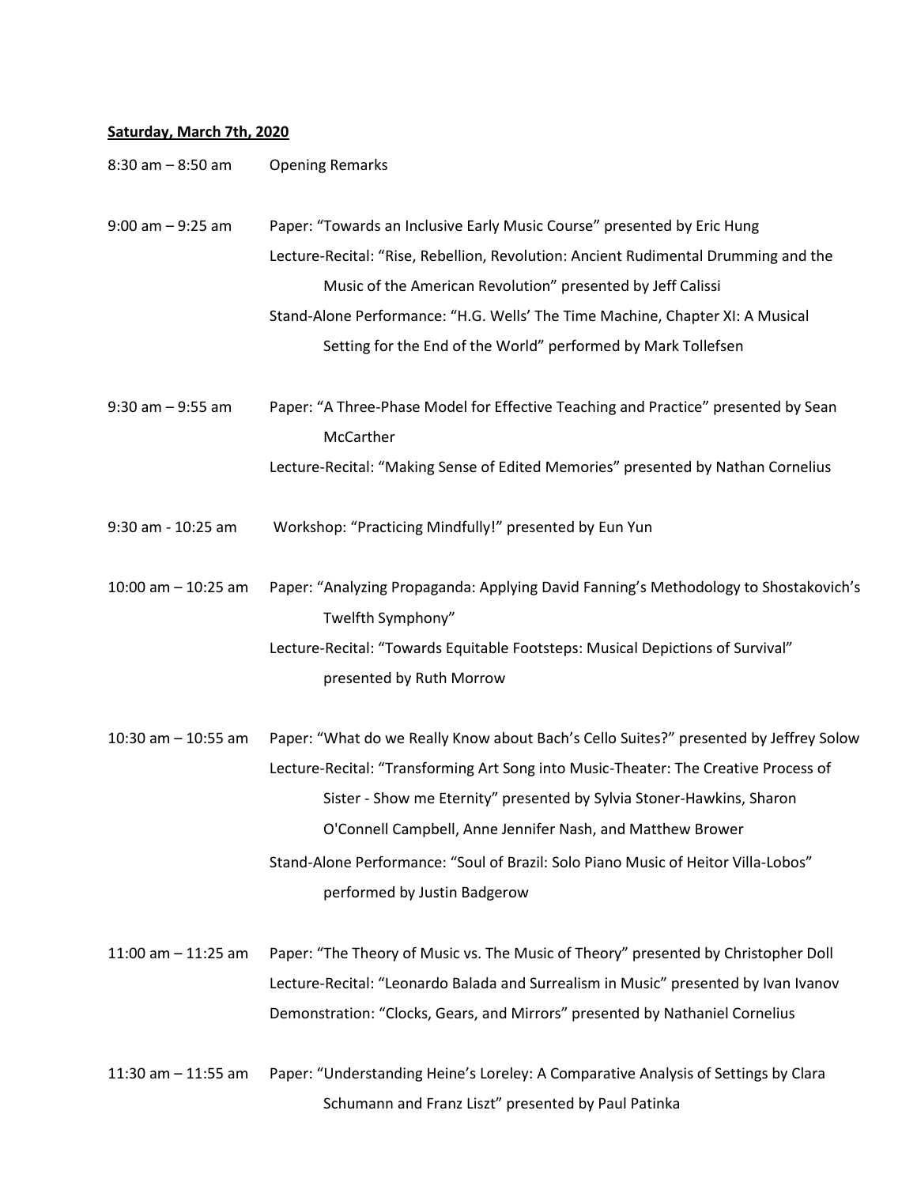**Saturday, March 7th, 2020**

8:30 am – 8:50 am Opening Remarks

9:00 am – 9:25 am Paper: "Towards an Inclusive Early Music Course" presented by Eric Hung
Lecture-Recital: "Rise, Rebellion, Revolution: Ancient Rudimental Drumming and the Music of the American Revolution" presented by Jeff Calissi
Stand-Alone Performance: "H.G. Wells' The Time Machine, Chapter XI: A Musical Setting for the End of the World" performed by Mark Tollefsen

9:30 am – 9:55 am Paper: "A Three-Phase Model for Effective Teaching and Practice" presented by Sean McCarther
Lecture-Recital: "Making Sense of Edited Memories" presented by Nathan Cornelius

9:30 am - 10:25 am Workshop: "Practicing Mindfully!" presented by Eun Yun

10:00 am – 10:25 am Paper: "Analyzing Propaganda: Applying David Fanning's Methodology to Shostakovich's Twelfth Symphony"
Lecture-Recital: "Towards Equitable Footsteps: Musical Depictions of Survival" presented by Ruth Morrow

10:30 am – 10:55 am Paper: "What do we Really Know about Bach's Cello Suites?" presented by Jeffrey Solow
Lecture-Recital: "Transforming Art Song into Music-Theater: The Creative Process of Sister - Show me Eternity" presented by Sylvia Stoner-Hawkins, Sharon O'Connell Campbell, Anne Jennifer Nash, and Matthew Brower
Stand-Alone Performance: "Soul of Brazil: Solo Piano Music of Heitor Villa-Lobos" performed by Justin Badgerow

11:00 am – 11:25 am Paper: "The Theory of Music vs. The Music of Theory" presented by Christopher Doll
Lecture-Recital: "Leonardo Balada and Surrealism in Music" presented by Ivan Ivanov
Demonstration: "Clocks, Gears, and Mirrors" presented by Nathaniel Cornelius

11:30 am – 11:55 am Paper: "Understanding Heine's Loreley: A Comparative Analysis of Settings by Clara Schumann and Franz Liszt" presented by Paul Patinka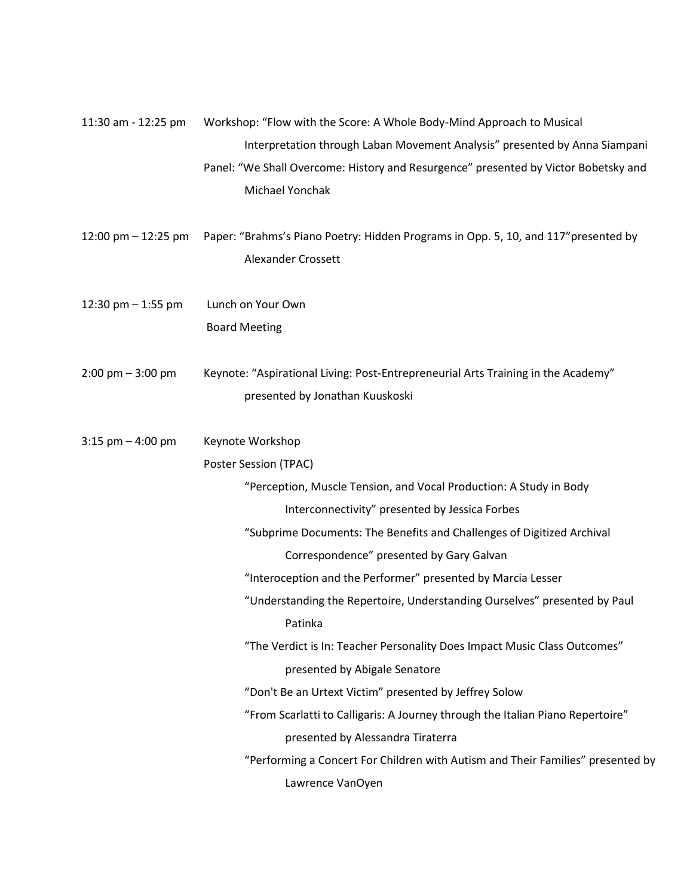11:30 am - 12:25 pm Workshop: "Flow with the Score: A Whole Body-Mind Approach to Musical Interpretation through Laban Movement Analysis" presented by Anna Siampani

Panel: "We Shall Overcome: History and Resurgence" presented by Victor Bobetsky and Michael Yonchak

12:00 pm – 12:25 pm Paper: "Brahms's Piano Poetry: Hidden Programs in Opp. 5, 10, and 117"presented by Alexander Crossett

12:30 pm – 1:55 pm Lunch on Your Own

Board Meeting

2:00 pm – 3:00 pm Keynote: "Aspirational Living: Post-Entrepreneurial Arts Training in the Academy" presented by Jonathan Kuuskoski

3:15 pm – 4:00 pm Keynote Workshop

Poster Session (TPAC)

- "Perception, Muscle Tension, and Vocal Production: A Study in Body Interconnectivity" presented by Jessica Forbes
- "Subprime Documents: The Benefits and Challenges of Digitized Archival Correspondence" presented by Gary Galvan
- "Interoception and the Performer" presented by Marcia Lesser
- "Understanding the Repertoire, Understanding Ourselves" presented by Paul Patinka
- "The Verdict is In: Teacher Personality Does Impact Music Class Outcomes" presented by Abigale Senatore
- "Don't Be an Urtext Victim" presented by Jeffrey Solow
- "From Scarlatti to Calligaris: A Journey through the Italian Piano Repertoire" presented by Alessandra Tiraterra
- "Performing a Concert For Children with Autism and Their Families" presented by Lawrence VanOyen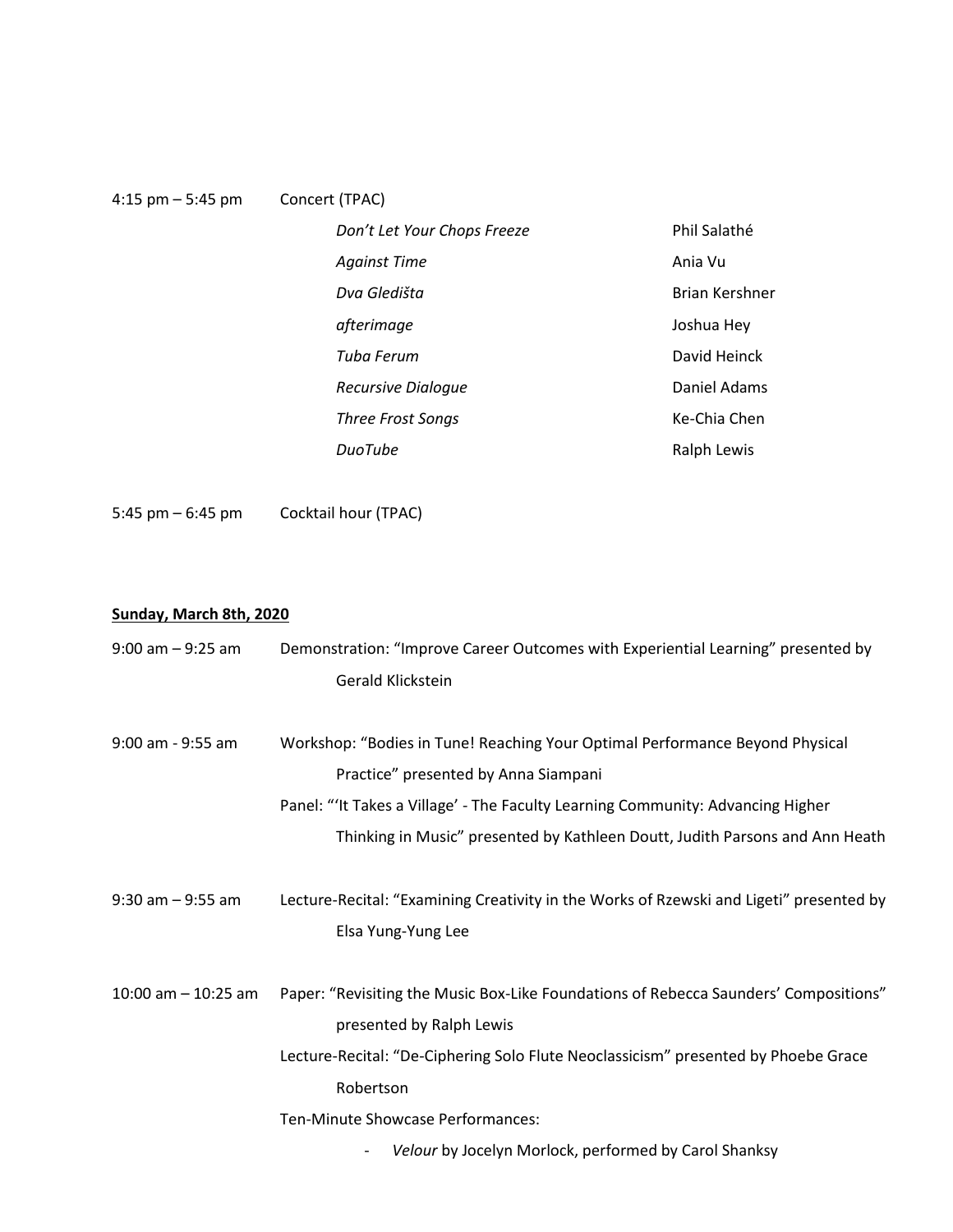4:15 pm – 5:45 pm Concert (TPAC)

| | |
|---|---|
| *Don't Let Your Chops Freeze* | Phil Salathé |
| *Against Time* | Ania Vu |
| *Dva Gledišta* | Brian Kershner |
| *afterimage* | Joshua Hey |
| *Tuba Ferum* | David Heinck |
| *Recursive Dialogue* | Daniel Adams |
| *Three Frost Songs* | Ke-Chia Chen |
| *DuoTube* | Ralph Lewis |

5:45 pm – 6:45 pm Cocktail hour (TPAC)

**Sunday, March 8th, 2020**

9:00 am – 9:25 am Demonstration: "Improve Career Outcomes with Experiential Learning" presented by Gerald Klickstein

9:00 am - 9:55 am Workshop: "Bodies in Tune! Reaching Your Optimal Performance Beyond Physical Practice" presented by Anna Siampani

Panel: "'It Takes a Village' - The Faculty Learning Community: Advancing Higher Thinking in Music" presented by Kathleen Doutt, Judith Parsons and Ann Heath

9:30 am – 9:55 am Lecture-Recital: "Examining Creativity in the Works of Rzewski and Ligeti" presented by Elsa Yung-Yung Lee

10:00 am – 10:25 am Paper: "Revisiting the Music Box-Like Foundations of Rebecca Saunders' Compositions" presented by Ralph Lewis

Lecture-Recital: "De-Ciphering Solo Flute Neoclassicism" presented by Phoebe Grace Robertson

Ten-Minute Showcase Performances:

- *Velour* by Jocelyn Morlock, performed by Carol Shanksy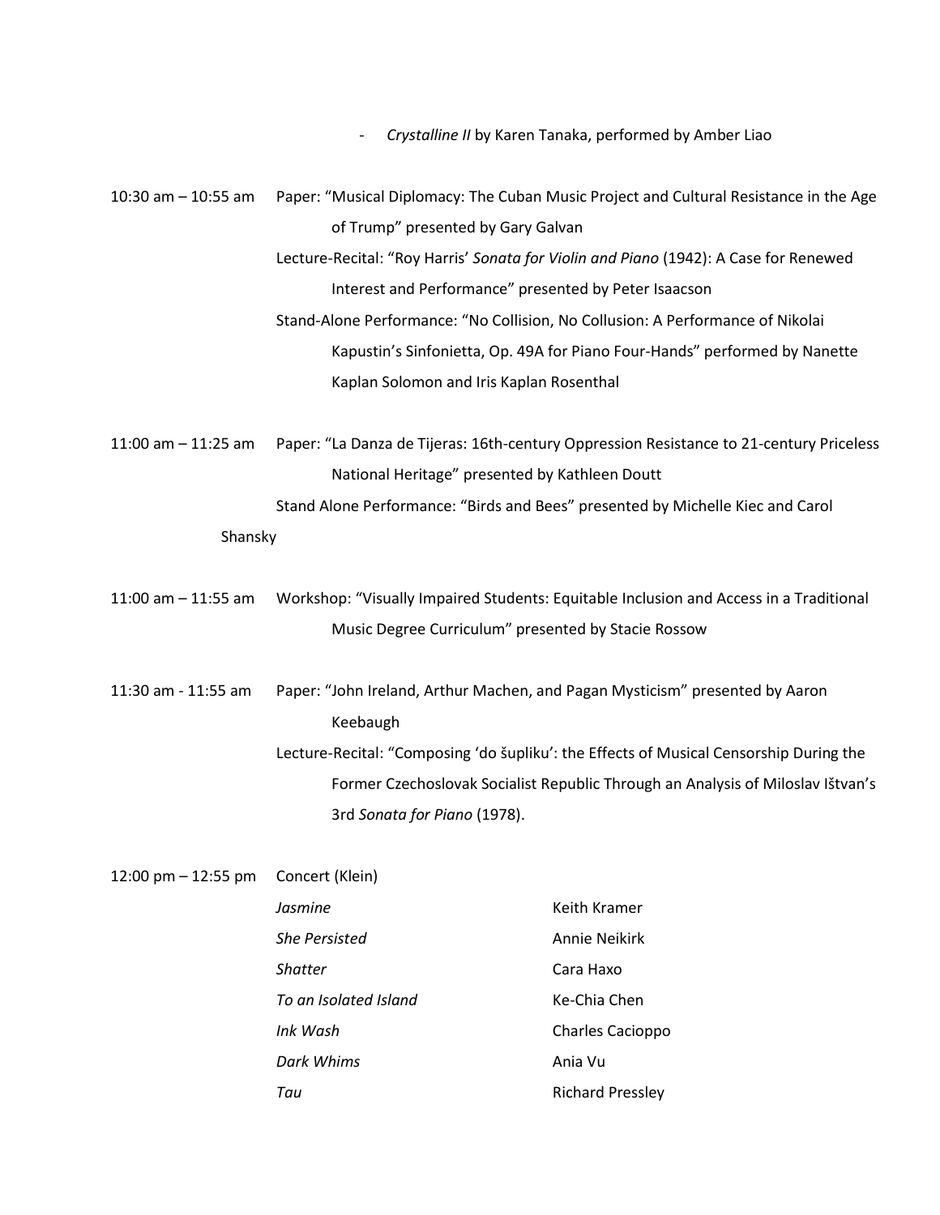- *Crystalline II* by Karen Tanaka, performed by Amber Liao

10:30 am – 10:55 am Paper: "Musical Diplomacy: The Cuban Music Project and Cultural Resistance in the Age of Trump" presented by Gary Galvan

Lecture-Recital: "Roy Harris' *Sonata for Violin and Piano* (1942): A Case for Renewed Interest and Performance" presented by Peter Isaacson

Stand-Alone Performance: "No Collision, No Collusion: A Performance of Nikolai Kapustin's Sinfonietta, Op. 49A for Piano Four-Hands" performed by Nanette Kaplan Solomon and Iris Kaplan Rosenthal

11:00 am – 11:25 am Paper: "La Danza de Tijeras: 16th-century Oppression Resistance to 21-century Priceless National Heritage" presented by Kathleen Doutt

Stand Alone Performance: "Birds and Bees" presented by Michelle Kiec and Carol Shansky

11:00 am – 11:55 am Workshop: "Visually Impaired Students: Equitable Inclusion and Access in a Traditional Music Degree Curriculum" presented by Stacie Rossow

11:30 am - 11:55 am Paper: "John Ireland, Arthur Machen, and Pagan Mysticism" presented by Aaron Keebaugh

Lecture-Recital: "Composing 'do šupliku': the Effects of Musical Censorship During the Former Czechoslovak Socialist Republic Through an Analysis of Miloslav Ištvan's 3rd *Sonata for Piano* (1978).

12:00 pm – 12:55 pm Concert (Klein)

| | |
|---|---|
| *Jasmine* | Keith Kramer |
| *She Persisted* | Annie Neikirk |
| *Shatter* | Cara Haxo |
| *To an Isolated Island* | Ke-Chia Chen |
| *Ink Wash* | Charles Cacioppo |
| *Dark Whims* | Ania Vu |
| *Tau* | Richard Pressley |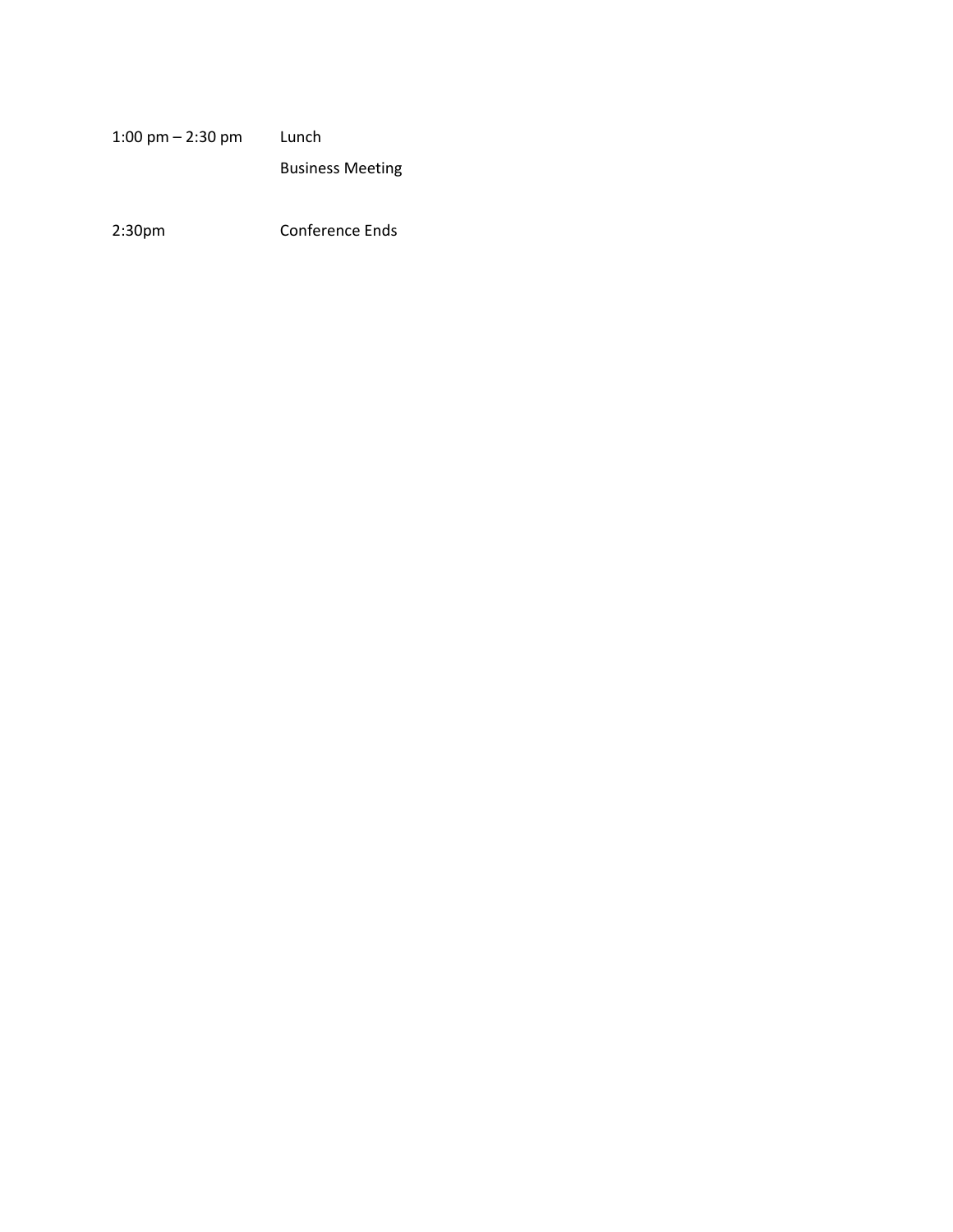| | |
|---|---|
| 1:00 pm – 2:30 pm | Lunch |
| | Business Meeting |
| 2:30pm | Conference Ends |